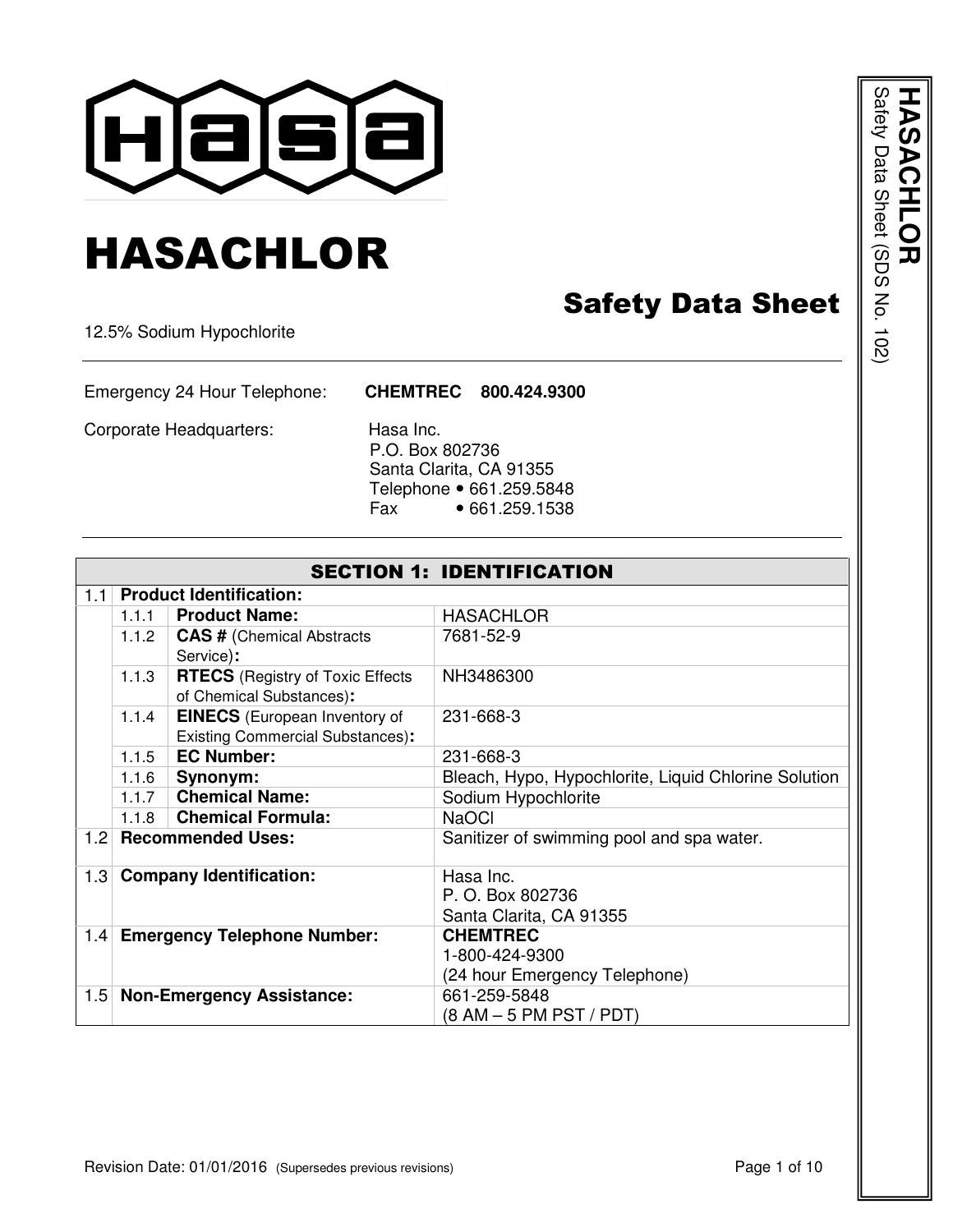# HASACHLOR

## Safety Data Sheet

12.5% Sodium Hypochlorite

Emergency 24 Hour Telephone: **CHEMTREC 800.424.9300**

Corporate Headquarters: Hasa Inc.
P.O. Box 802736
Santa Clarita, CA 91355
Telephone • 661.259.5848
Fax • 661.259.1538

| SECTION 1: IDENTIFICATION | | | |
|---|---|---|---|
| 1.1 | **Product Identification:** | | |
| | 1.1.1 | **Product Name:** | HASACHLOR |
| | 1.1.2 | **CAS #** (Chemical Abstracts Service)**:** | 7681-52-9 |
| | 1.1.3 | **RTECS** (Registry of Toxic Effects of Chemical Substances)**:** | NH3486300 |
| | 1.1.4 | **EINECS** (European Inventory of Existing Commercial Substances)**:** | 231-668-3 |
| | 1.1.5 | **EC Number:** | 231-668-3 |
| | 1.1.6 | **Synonym:** | Bleach, Hypo, Hypochlorite, Liquid Chlorine Solution |
| | 1.1.7 | **Chemical Name:** | Sodium Hypochlorite |
| | 1.1.8 | **Chemical Formula:** | NaOCl |
| 1.2 | **Recommended Uses:** | | Sanitizer of swimming pool and spa water. |
| 1.3 | **Company Identification:** | | Hasa Inc.<br>P. O. Box 802736<br>Santa Clarita, CA 91355 |
| 1.4 | **Emergency Telephone Number:** | | **CHEMTREC**<br>1-800-424-9300<br>(24 hour Emergency Telephone) |
| 1.5 | **Non-Emergency Assistance:** | | 661-259-5848<br>(8 AM – 5 PM PST / PDT) |

Revision Date: 01/01/2016 (Supersedes previous revisions)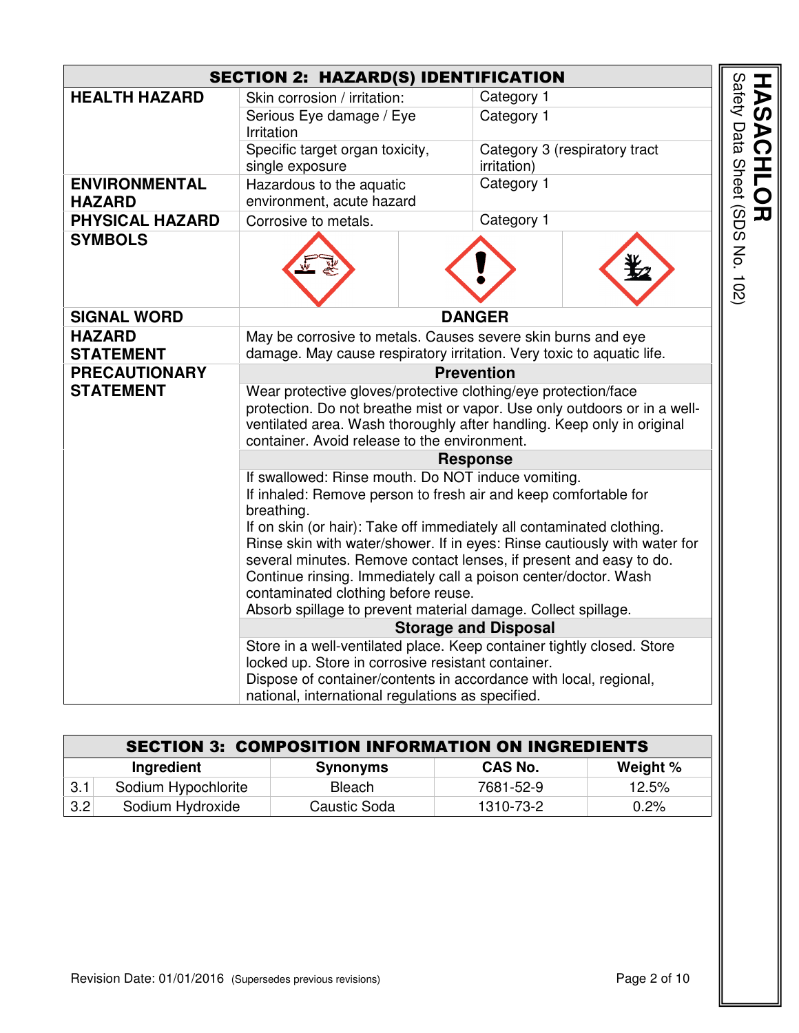## SECTION 2: HAZARD(S) IDENTIFICATION

| | | |
|---|---|---|
| **HEALTH HAZARD** | Skin corrosion / irritation: | Category 1 |
| | Serious Eye damage / Eye Irritation | Category 1 |
| | Specific target organ toxicity, single exposure | Category 3 (respiratory tract irritation) |
| **ENVIRONMENTAL HAZARD** | Hazardous to the aquatic environment, acute hazard | Category 1 |
| **PHYSICAL HAZARD** | Corrosive to metals. | Category 1 |
| **SYMBOLS** | | |
| **SIGNAL WORD** | **DANGER** | |
| **HAZARD STATEMENT** | May be corrosive to metals. Causes severe skin burns and eye damage. May cause respiratory irritation. Very toxic to aquatic life. | |

**PRECAUTIONARY STATEMENT**

**Prevention**

Wear protective gloves/protective clothing/eye protection/face protection. Do not breathe mist or vapor. Use only outdoors or in a well-ventilated area. Wash thoroughly after handling. Keep only in original container. Avoid release to the environment.

**Response**

If swallowed: Rinse mouth. Do NOT induce vomiting.
If inhaled: Remove person to fresh air and keep comfortable for breathing.
If on skin (or hair): Take off immediately all contaminated clothing. Rinse skin with water/shower. If in eyes: Rinse cautiously with water for several minutes. Remove contact lenses, if present and easy to do. Continue rinsing. Immediately call a poison center/doctor. Wash contaminated clothing before reuse.
Absorb spillage to prevent material damage. Collect spillage.

**Storage and Disposal**

Store in a well-ventilated place. Keep container tightly closed. Store locked up. Store in corrosive resistant container.
Dispose of container/contents in accordance with local, regional, national, international regulations as specified.

## SECTION 3: COMPOSITION INFORMATION ON INGREDIENTS

| | Ingredient | Synonyms | CAS No. | Weight % |
|---|---|---|---|---|
| 3.1 | Sodium Hypochlorite | Bleach | 7681-52-9 | 12.5% |
| 3.2 | Sodium Hydroxide | Caustic Soda | 1310-73-2 | 0.2% |

Revision Date: 01/01/2016 (Supersedes previous revisions)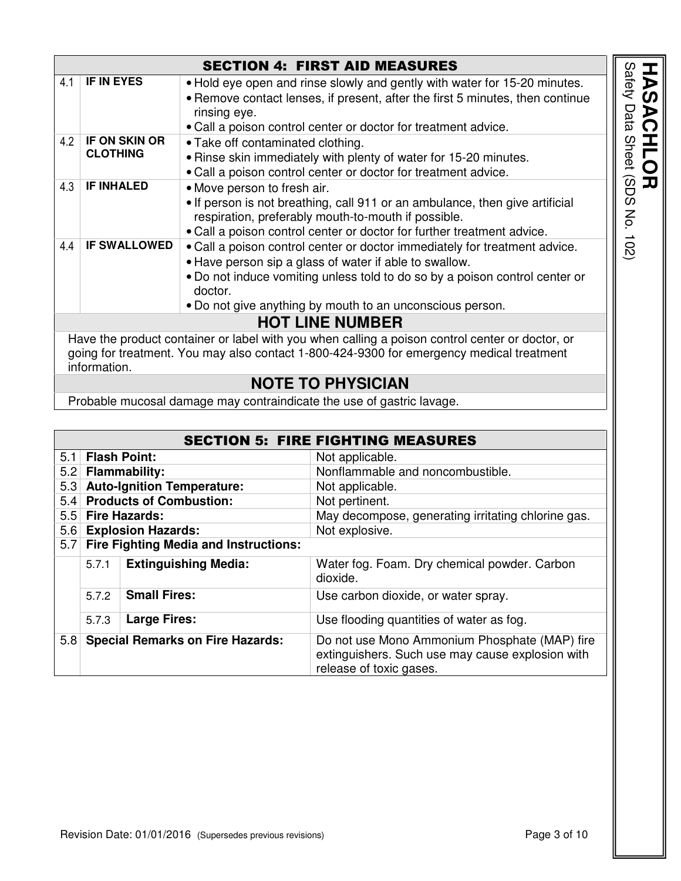## SECTION 4: FIRST AID MEASURES

| | | |
|---|---|---|
| 4.1 | **IF IN EYES** | • Hold eye open and rinse slowly and gently with water for 15-20 minutes.<br>• Remove contact lenses, if present, after the first 5 minutes, then continue rinsing eye.<br>• Call a poison control center or doctor for treatment advice. |
| 4.2 | **IF ON SKIN OR CLOTHING** | • Take off contaminated clothing.<br>• Rinse skin immediately with plenty of water for 15-20 minutes.<br>• Call a poison control center or doctor for treatment advice. |
| 4.3 | **IF INHALED** | • Move person to fresh air.<br>• If person is not breathing, call 911 or an ambulance, then give artificial respiration, preferably mouth-to-mouth if possible.<br>• Call a poison control center or doctor for further treatment advice. |
| 4.4 | **IF SWALLOWED** | • Call a poison control center or doctor immediately for treatment advice.<br>• Have person sip a glass of water if able to swallow.<br>• Do not induce vomiting unless told to do so by a poison control center or doctor.<br>• Do not give anything by mouth to an unconscious person. |

### HOT LINE NUMBER

Have the product container or label with you when calling a poison control center or doctor, or going for treatment. You may also contact 1-800-424-9300 for emergency medical treatment information.

### NOTE TO PHYSICIAN

Probable mucosal damage may contraindicate the use of gastric lavage.

## SECTION 5: FIRE FIGHTING MEASURES

| | | | |
|---|---|---|---|
| 5.1 | **Flash Point:** | | Not applicable. |
| 5.2 | **Flammability:** | | Nonflammable and noncombustible. |
| 5.3 | **Auto-Ignition Temperature:** | | Not applicable. |
| 5.4 | **Products of Combustion:** | | Not pertinent. |
| 5.5 | **Fire Hazards:** | | May decompose, generating irritating chlorine gas. |
| 5.6 | **Explosion Hazards:** | | Not explosive. |
| 5.7 | **Fire Fighting Media and Instructions:** | | |
| | 5.7.1 | **Extinguishing Media:** | Water fog. Foam. Dry chemical powder. Carbon dioxide. |
| | 5.7.2 | **Small Fires:** | Use carbon dioxide, or water spray. |
| | 5.7.3 | **Large Fires:** | Use flooding quantities of water as fog. |
| 5.8 | **Special Remarks on Fire Hazards:** | | Do not use Mono Ammonium Phosphate (MAP) fire extinguishers. Such use may cause explosion with release of toxic gases. |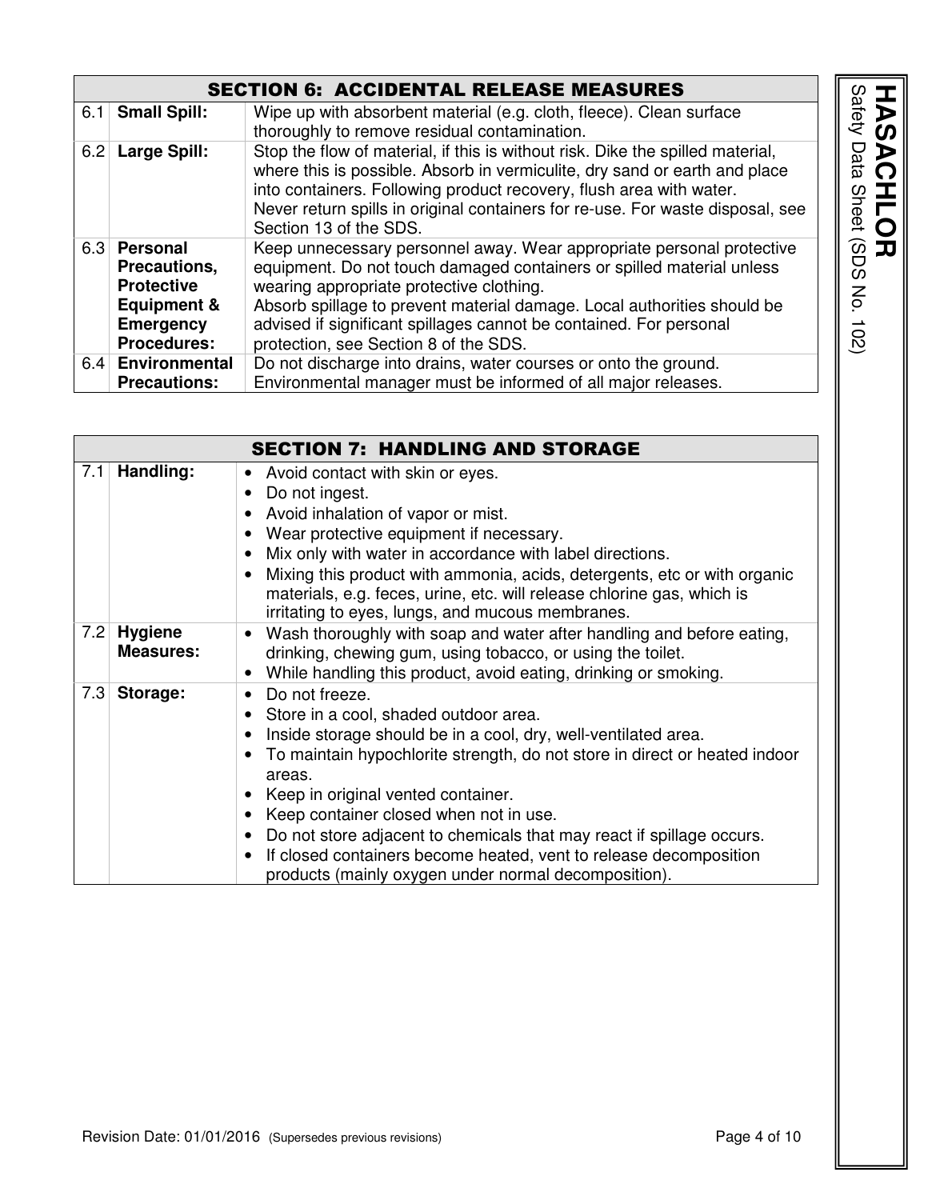## SECTION 6: ACCIDENTAL RELEASE MEASURES

| | | |
|---|---|---|
| 6.1 | **Small Spill:** | Wipe up with absorbent material (e.g. cloth, fleece). Clean surface thoroughly to remove residual contamination. |
| 6.2 | **Large Spill:** | Stop the flow of material, if this is without risk. Dike the spilled material, where this is possible. Absorb in vermiculite, dry sand or earth and place into containers. Following product recovery, flush area with water. Never return spills in original containers for re-use. For waste disposal, see Section 13 of the SDS. |
| 6.3 | **Personal Precautions, Protective Equipment & Emergency Procedures:** | Keep unnecessary personnel away. Wear appropriate personal protective equipment. Do not touch damaged containers or spilled material unless wearing appropriate protective clothing. Absorb spillage to prevent material damage. Local authorities should be advised if significant spillages cannot be contained. For personal protection, see Section 8 of the SDS. |
| 6.4 | **Environmental Precautions:** | Do not discharge into drains, water courses or onto the ground. Environmental manager must be informed of all major releases. |

## SECTION 7: HANDLING AND STORAGE

| | | |
|---|---|---|
| 7.1 | **Handling:** | • Avoid contact with skin or eyes.<br>• Do not ingest.<br>• Avoid inhalation of vapor or mist.<br>• Wear protective equipment if necessary.<br>• Mix only with water in accordance with label directions.<br>• Mixing this product with ammonia, acids, detergents, etc or with organic materials, e.g. feces, urine, etc. will release chlorine gas, which is irritating to eyes, lungs, and mucous membranes. |
| 7.2 | **Hygiene Measures:** | • Wash thoroughly with soap and water after handling and before eating, drinking, chewing gum, using tobacco, or using the toilet.<br>• While handling this product, avoid eating, drinking or smoking. |
| 7.3 | **Storage:** | • Do not freeze.<br>• Store in a cool, shaded outdoor area.<br>• Inside storage should be in a cool, dry, well-ventilated area.<br>• To maintain hypochlorite strength, do not store in direct or heated indoor areas.<br>• Keep in original vented container.<br>• Keep container closed when not in use.<br>• Do not store adjacent to chemicals that may react if spillage occurs.<br>• If closed containers become heated, vent to release decomposition products (mainly oxygen under normal decomposition). |

Revision Date: 01/01/2016 (Supersedes previous revisions)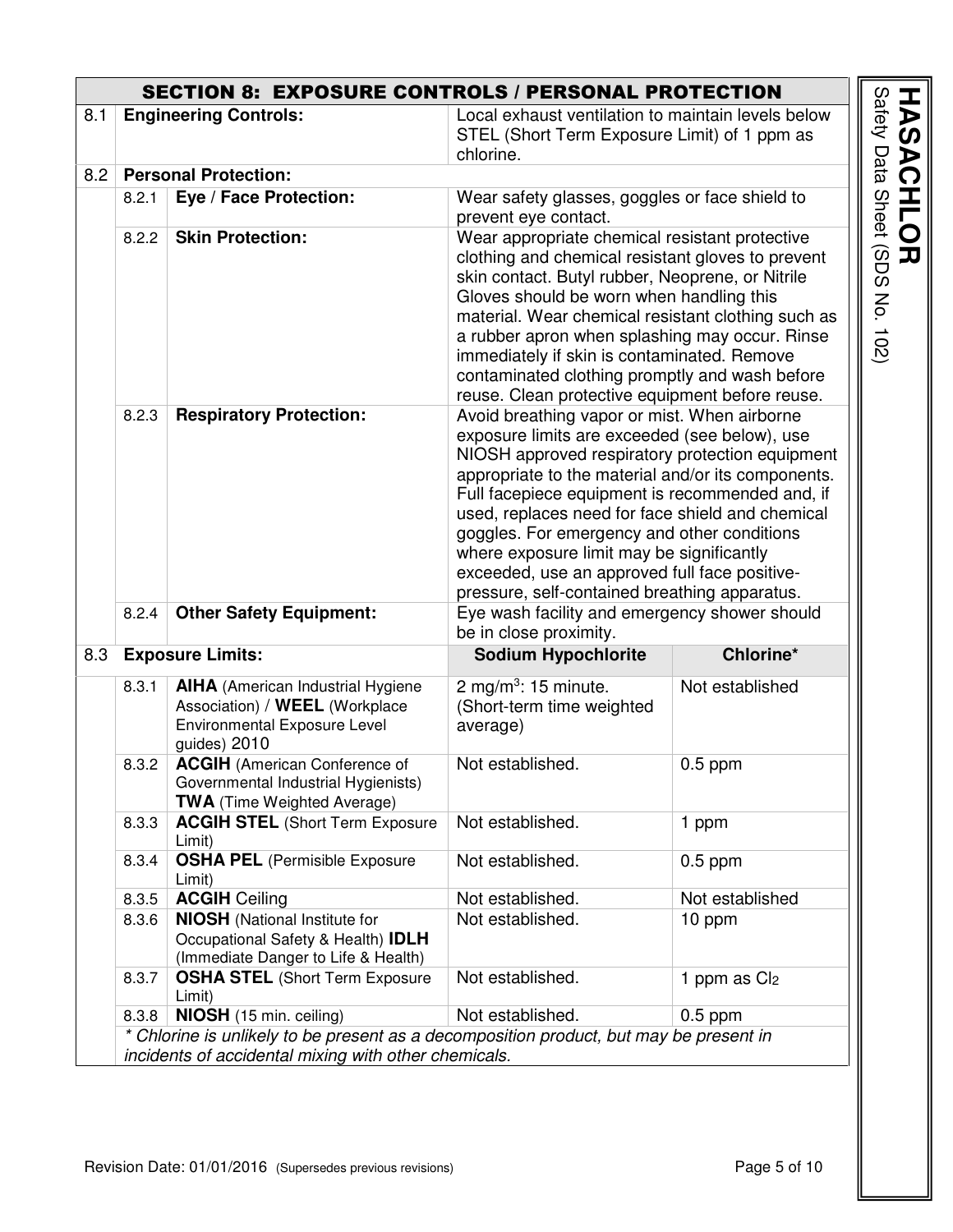## SECTION 8: EXPOSURE CONTROLS / PERSONAL PROTECTION

| | | | | |
|---|---|---|---|---|
| 8.1 | **Engineering Controls:** | | Local exhaust ventilation to maintain levels below STEL (Short Term Exposure Limit) of 1 ppm as chlorine. | |
| 8.2 | **Personal Protection:** | | | |
| | 8.2.1 | **Eye / Face Protection:** | Wear safety glasses, goggles or face shield to prevent eye contact. | |
| | 8.2.2 | **Skin Protection:** | Wear appropriate chemical resistant protective clothing and chemical resistant gloves to prevent skin contact. Butyl rubber, Neoprene, or Nitrile Gloves should be worn when handling this material. Wear chemical resistant clothing such as a rubber apron when splashing may occur. Rinse immediately if skin is contaminated. Remove contaminated clothing promptly and wash before reuse. Clean protective equipment before reuse. | |
| | 8.2.3 | **Respiratory Protection:** | Avoid breathing vapor or mist. When airborne exposure limits are exceeded (see below), use NIOSH approved respiratory protection equipment appropriate to the material and/or its components. Full facepiece equipment is recommended and, if used, replaces need for face shield and chemical goggles. For emergency and other conditions where exposure limit may be significantly exceeded, use an approved full face positive-pressure, self-contained breathing apparatus. | |
| | 8.2.4 | **Other Safety Equipment:** | Eye wash facility and emergency shower should be in close proximity. | |
| 8.3 | **Exposure Limits:** | | **Sodium Hypochlorite** | **Chlorine*** |
| | 8.3.1 | **AIHA** (American Industrial Hygiene Association) / **WEEL** (Workplace Environmental Exposure Level guides) 2010 | 2 $mg/m^3$: 15 minute. (Short-term time weighted average) | Not established |
| | 8.3.2 | **ACGIH** (American Conference of Governmental Industrial Hygienists) **TWA** (Time Weighted Average) | Not established. | 0.5 ppm |
| | 8.3.3 | **ACGIH STEL** (Short Term Exposure Limit) | Not established. | 1 ppm |
| | 8.3.4 | **OSHA PEL** (Permisible Exposure Limit) | Not established. | 0.5 ppm |
| | 8.3.5 | **ACGIH** Ceiling | Not established. | Not established |
| | 8.3.6 | **NIOSH** (National Institute for Occupational Safety & Health) **IDLH** (Immediate Danger to Life & Health) | Not established. | 10 ppm |
| | 8.3.7 | **OSHA STEL** (Short Term Exposure Limit) | Not established. | 1 ppm as $Cl_2$ |
| | 8.3.8 | **NIOSH** (15 min. ceiling) | Not established. | 0.5 ppm |

*\* Chlorine is unlikely to be present as a decomposition product, but may be present in incidents of accidental mixing with other chemicals.*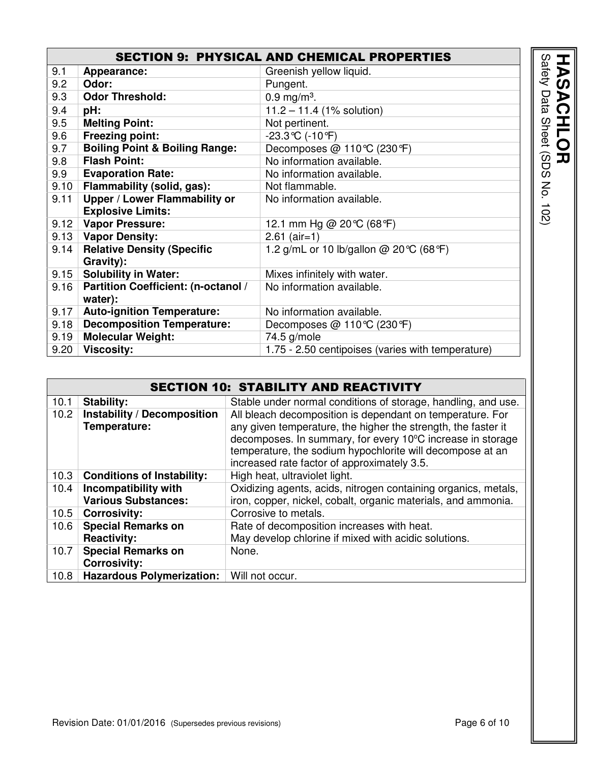## SECTION 9: PHYSICAL AND CHEMICAL PROPERTIES

| | | |
|---|---|---|
| 9.1 | **Appearance:** | Greenish yellow liquid. |
| 9.2 | **Odor:** | Pungent. |
| 9.3 | **Odor Threshold:** | 0.9 mg/m$^3$. |
| 9.4 | **pH:** | 11.2 – 11.4 (1% solution) |
| 9.5 | **Melting Point:** | Not pertinent. |
| 9.6 | **Freezing point:** | -23.3°C (-10°F) |
| 9.7 | **Boiling Point & Boiling Range:** | Decomposes @ 110°C (230°F) |
| 9.8 | **Flash Point:** | No information available. |
| 9.9 | **Evaporation Rate:** | No information available. |
| 9.10 | **Flammability (solid, gas):** | Not flammable. |
| 9.11 | **Upper / Lower Flammability or Explosive Limits:** | No information available. |
| 9.12 | **Vapor Pressure:** | 12.1 mm Hg @ 20°C (68°F) |
| 9.13 | **Vapor Density:** | 2.61 (air=1) |
| 9.14 | **Relative Density (Specific Gravity):** | 1.2 g/mL or 10 lb/gallon @ 20°C (68°F) |
| 9.15 | **Solubility in Water:** | Mixes infinitely with water. |
| 9.16 | **Partition Coefficient: (n-octanol / water):** | No information available. |
| 9.17 | **Auto-ignition Temperature:** | No information available. |
| 9.18 | **Decomposition Temperature:** | Decomposes @ 110°C (230°F) |
| 9.19 | **Molecular Weight:** | 74.5 g/mole |
| 9.20 | **Viscosity:** | 1.75 - 2.50 centipoises (varies with temperature) |

## SECTION 10: STABILITY AND REACTIVITY

| | | |
|---|---|---|
| 10.1 | **Stability:** | Stable under normal conditions of storage, handling, and use. |
| 10.2 | **Instability / Decomposition Temperature:** | All bleach decomposition is dependant on temperature. For any given temperature, the higher the strength, the faster it decomposes. In summary, for every 10ºC increase in storage temperature, the sodium hypochlorite will decompose at an increased rate factor of approximately 3.5. |
| 10.3 | **Conditions of Instability:** | High heat, ultraviolet light. |
| 10.4 | **Incompatibility with Various Substances:** | Oxidizing agents, acids, nitrogen containing organics, metals, iron, copper, nickel, cobalt, organic materials, and ammonia. |
| 10.5 | **Corrosivity:** | Corrosive to metals. |
| 10.6 | **Special Remarks on Reactivity:** | Rate of decomposition increases with heat. May develop chlorine if mixed with acidic solutions. |
| 10.7 | **Special Remarks on Corrosivity:** | None. |
| 10.8 | **Hazardous Polymerization:** | Will not occur. |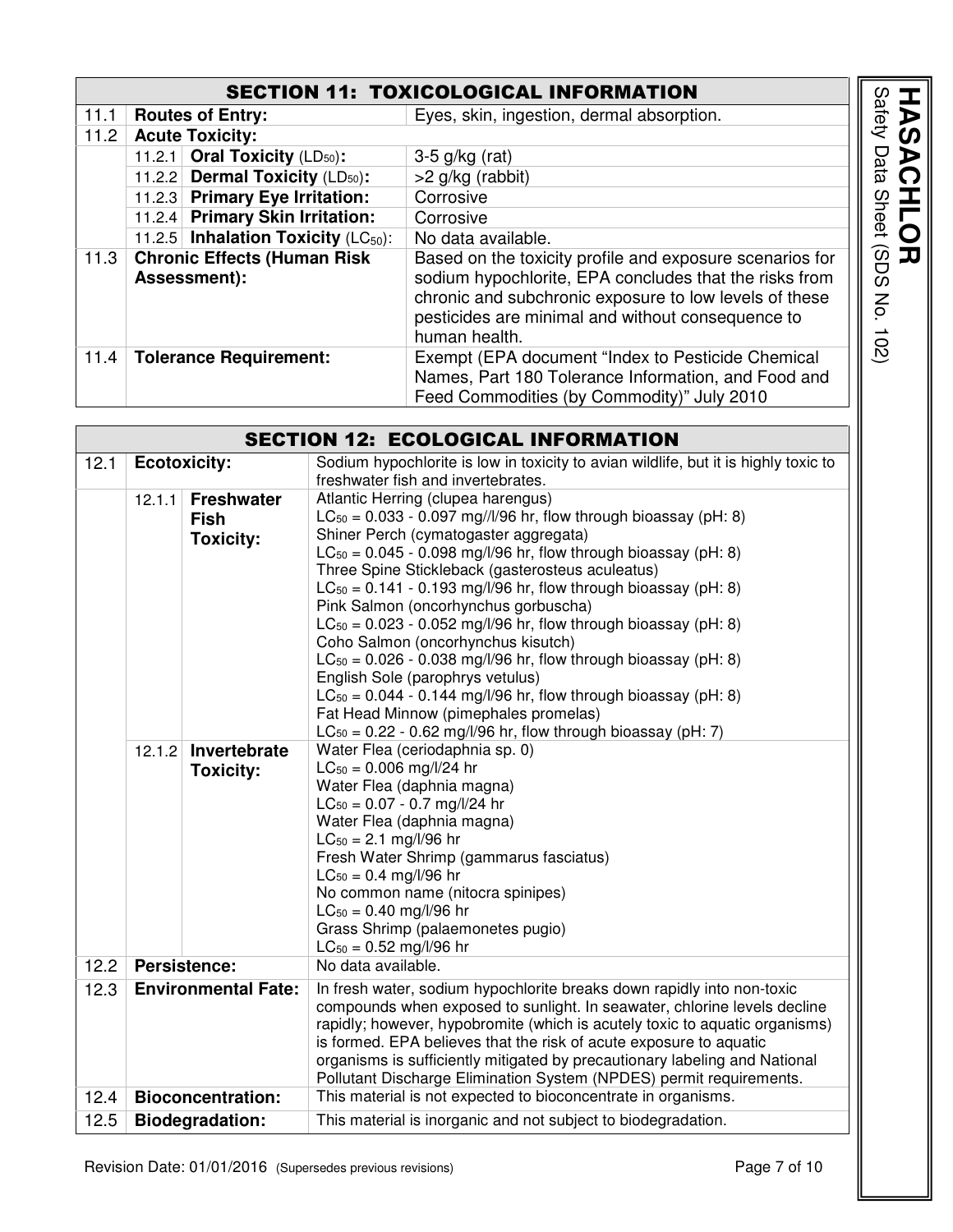## SECTION 11: TOXICOLOGICAL INFORMATION

| | | | |
|---|---|---|---|
| 11.1 | **Routes of Entry:** | | Eyes, skin, ingestion, dermal absorption. |
| 11.2 | **Acute Toxicity:** | | |
| | 11.2.1 | **Oral Toxicity** ($LD_{50}$)**:** | 3-5 g/kg (rat) |
| | 11.2.2 | **Dermal Toxicity** ($LD_{50}$)**:** | >2 g/kg (rabbit) |
| | 11.2.3 | **Primary Eye Irritation:** | Corrosive |
| | 11.2.4 | **Primary Skin Irritation:** | Corrosive |
| | 11.2.5 | **Inhalation Toxicity** ($LC_{50}$): | No data available. |
| 11.3 | **Chronic Effects (Human Risk Assessment):** | | Based on the toxicity profile and exposure scenarios for sodium hypochlorite, EPA concludes that the risks from chronic and subchronic exposure to low levels of these pesticides are minimal and without consequence to human health. |
| 11.4 | **Tolerance Requirement:** | | Exempt (EPA document "Index to Pesticide Chemical Names, Part 180 Tolerance Information, and Food and Feed Commodities (by Commodity)" July 2010 |

## SECTION 12: ECOLOGICAL INFORMATION

| | | | |
|---|---|---|---|
| 12.1 | **Ecotoxicity:** | | Sodium hypochlorite is low in toxicity to avian wildlife, but it is highly toxic to freshwater fish and invertebrates. |
| | 12.1.1 | **Freshwater Fish Toxicity:** | Atlantic Herring (clupea harengus)<br>$LC_{50}$ = 0.033 - 0.097 mg//l/96 hr, flow through bioassay (pH: 8)<br>Shiner Perch (cymatogaster aggregata)<br>$LC_{50}$ = 0.045 - 0.098 mg/l/96 hr, flow through bioassay (pH: 8)<br>Three Spine Stickleback (gasterosteus aculeatus)<br>$LC_{50}$ = 0.141 - 0.193 mg/l/96 hr, flow through bioassay (pH: 8)<br>Pink Salmon (oncorhynchus gorbuscha)<br>$LC_{50}$ = 0.023 - 0.052 mg/l/96 hr, flow through bioassay (pH: 8)<br>Coho Salmon (oncorhynchus kisutch)<br>$LC_{50}$ = 0.026 - 0.038 mg/l/96 hr, flow through bioassay (pH: 8)<br>English Sole (parophrys vetulus)<br>$LC_{50}$ = 0.044 - 0.144 mg/l/96 hr, flow through bioassay (pH: 8)<br>Fat Head Minnow (pimephales promelas)<br>$LC_{50}$ = 0.22 - 0.62 mg/l/96 hr, flow through bioassay (pH: 7) |
| | 12.1.2 | **Invertebrate Toxicity:** | Water Flea (ceriodaphnia sp. 0)<br>$LC_{50}$ = 0.006 mg/l/24 hr<br>Water Flea (daphnia magna)<br>$LC_{50}$ = 0.07 - 0.7 mg/l/24 hr<br>Water Flea (daphnia magna)<br>$LC_{50}$ = 2.1 mg/l/96 hr<br>Fresh Water Shrimp (gammarus fasciatus)<br>$LC_{50}$ = 0.4 mg/l/96 hr<br>No common name (nitocra spinipes)<br>$LC_{50}$ = 0.40 mg/l/96 hr<br>Grass Shrimp (palaemonetes pugio)<br>$LC_{50}$ = 0.52 mg/l/96 hr |
| 12.2 | **Persistence:** | | No data available. |
| 12.3 | **Environmental Fate:** | | In fresh water, sodium hypochlorite breaks down rapidly into non-toxic compounds when exposed to sunlight. In seawater, chlorine levels decline rapidly; however, hypobromite (which is acutely toxic to aquatic organisms) is formed. EPA believes that the risk of acute exposure to aquatic organisms is sufficiently mitigated by precautionary labeling and National Pollutant Discharge Elimination System (NPDES) permit requirements. |
| 12.4 | **Bioconcentration:** | | This material is not expected to bioconcentrate in organisms. |
| 12.5 | **Biodegradation:** | | This material is inorganic and not subject to biodegradation. |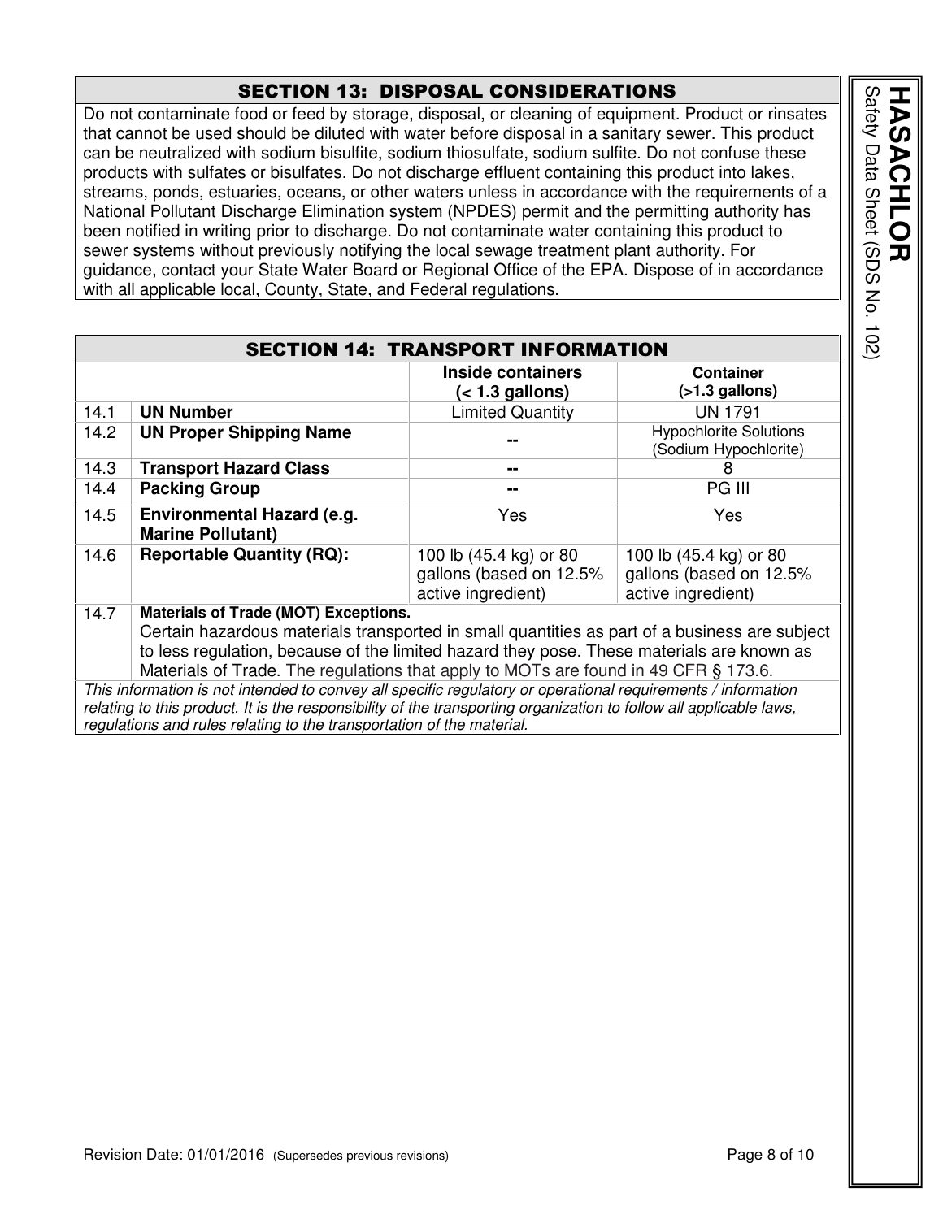## SECTION 13: DISPOSAL CONSIDERATIONS

Do not contaminate food or feed by storage, disposal, or cleaning of equipment. Product or rinsates that cannot be used should be diluted with water before disposal in a sanitary sewer. This product can be neutralized with sodium bisulfite, sodium thiosulfate, sodium sulfite. Do not confuse these products with sulfates or bisulfates. Do not discharge effluent containing this product into lakes, streams, ponds, estuaries, oceans, or other waters unless in accordance with the requirements of a National Pollutant Discharge Elimination system (NPDES) permit and the permitting authority has been notified in writing prior to discharge. Do not contaminate water containing this product to sewer systems without previously notifying the local sewage treatment plant authority. For guidance, contact your State Water Board or Regional Office of the EPA. Dispose of in accordance with all applicable local, County, State, and Federal regulations.

## SECTION 14: TRANSPORT INFORMATION

| | | Inside containers (< 1.3 gallons) | Container (>1.3 gallons) |
|---|---|---|---|
| 14.1 | **UN Number** | Limited Quantity | UN 1791 |
| 14.2 | **UN Proper Shipping Name** | -- | Hypochlorite Solutions (Sodium Hypochlorite) |
| 14.3 | **Transport Hazard Class** | -- | 8 |
| 14.4 | **Packing Group** | -- | PG III |
| 14.5 | **Environmental Hazard (e.g. Marine Pollutant)** | Yes | Yes |
| 14.6 | **Reportable Quantity (RQ):** | 100 lb (45.4 kg) or 80 gallons (based on 12.5% active ingredient) | 100 lb (45.4 kg) or 80 gallons (based on 12.5% active ingredient) |
| 14.7 | **Materials of Trade (MOT) Exceptions.** Certain hazardous materials transported in small quantities as part of a business are subject to less regulation, because of the limited hazard they pose. These materials are known as Materials of Trade. The regulations that apply to MOTs are found in 49 CFR § 173.6. | | |

*This information is not intended to convey all specific regulatory or operational requirements / information relating to this product. It is the responsibility of the transporting organization to follow all applicable laws, regulations and rules relating to the transportation of the material.*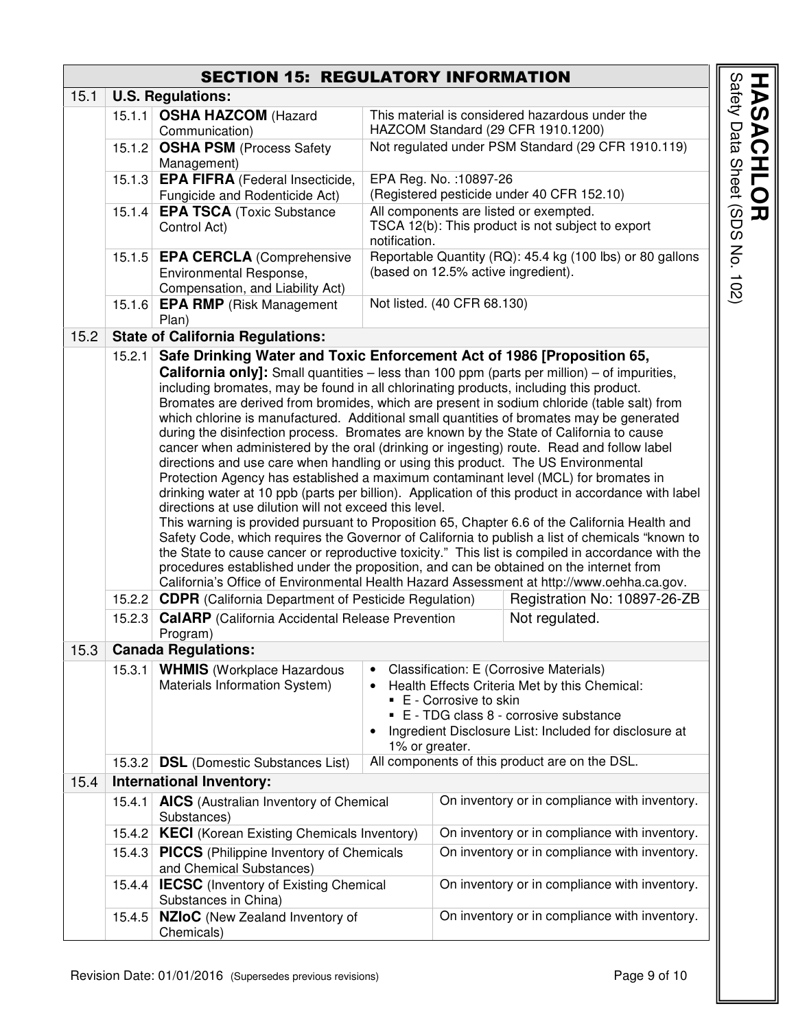## SECTION 15: REGULATORY INFORMATION

### 15.1 U.S. Regulations:

| | | |
|---|---|---|
| 15.1.1 | **OSHA HAZCOM** (Hazard Communication) | This material is considered hazardous under the HAZCOM Standard (29 CFR 1910.1200) |
| 15.1.2 | **OSHA PSM** (Process Safety Management) | Not regulated under PSM Standard (29 CFR 1910.119) |
| 15.1.3 | **EPA FIFRA** (Federal Insecticide, Fungicide and Rodenticide Act) | EPA Reg. No. :10897-26 (Registered pesticide under 40 CFR 152.10) |
| 15.1.4 | **EPA TSCA** (Toxic Substance Control Act) | All components are listed or exempted. TSCA 12(b): This product is not subject to export notification. |
| 15.1.5 | **EPA CERCLA** (Comprehensive Environmental Response, Compensation, and Liability Act) | Reportable Quantity (RQ): 45.4 kg (100 lbs) or 80 gallons (based on 12.5% active ingredient). |
| 15.1.6 | **EPA RMP** (Risk Management Plan) | Not listed. (40 CFR 68.130) |

### 15.2 State of California Regulations:

15.2.1 **Safe Drinking Water and Toxic Enforcement Act of 1986 [Proposition 65, California only]:** Small quantities – less than 100 ppm (parts per million) – of impurities, including bromates, may be found in all chlorinating products, including this product. Bromates are derived from bromides, which are present in sodium chloride (table salt) from which chlorine is manufactured. Additional small quantities of bromates may be generated during the disinfection process. Bromates are known by the State of California to cause cancer when administered by the oral (drinking or ingesting) route. Read and follow label directions and use care when handling or using this product. The US Environmental Protection Agency has established a maximum contaminant level (MCL) for bromates in drinking water at 10 ppb (parts per billion). Application of this product in accordance with label directions at use dilution will not exceed this level.
This warning is provided pursuant to Proposition 65, Chapter 6.6 of the California Health and Safety Code, which requires the Governor of California to publish a list of chemicals "known to the State to cause cancer or reproductive toxicity." This list is compiled in accordance with the procedures established under the proposition, and can be obtained on the internet from California's Office of Environmental Health Hazard Assessment at http://www.oehha.ca.gov.

| | | |
|---|---|---|
| 15.2.2 | **CDPR** (California Department of Pesticide Regulation) | Registration No: 10897-26-ZB |
| 15.2.3 | **CalARP** (California Accidental Release Prevention Program) | Not regulated. |

### 15.3 Canada Regulations:

| | | |
|---|---|---|
| 15.3.1 | **WHMIS** (Workplace Hazardous Materials Information System) | • Classification: E (Corrosive Materials)<br>• Health Effects Criteria Met by this Chemical:<br>&nbsp;&nbsp;▪ E - Corrosive to skin<br>&nbsp;&nbsp;▪ E - TDG class 8 - corrosive substance<br>• Ingredient Disclosure List: Included for disclosure at 1% or greater. |
| 15.3.2 | **DSL** (Domestic Substances List) | All components of this product are on the DSL. |

### 15.4 International Inventory:

| | | |
|---|---|---|
| 15.4.1 | **AICS** (Australian Inventory of Chemical Substances) | On inventory or in compliance with inventory. |
| 15.4.2 | **KECI** (Korean Existing Chemicals Inventory) | On inventory or in compliance with inventory. |
| 15.4.3 | **PICCS** (Philippine Inventory of Chemicals and Chemical Substances) | On inventory or in compliance with inventory. |
| 15.4.4 | **IECSC** (Inventory of Existing Chemical Substances in China) | On inventory or in compliance with inventory. |
| 15.4.5 | **NZIoC** (New Zealand Inventory of Chemicals) | On inventory or in compliance with inventory. |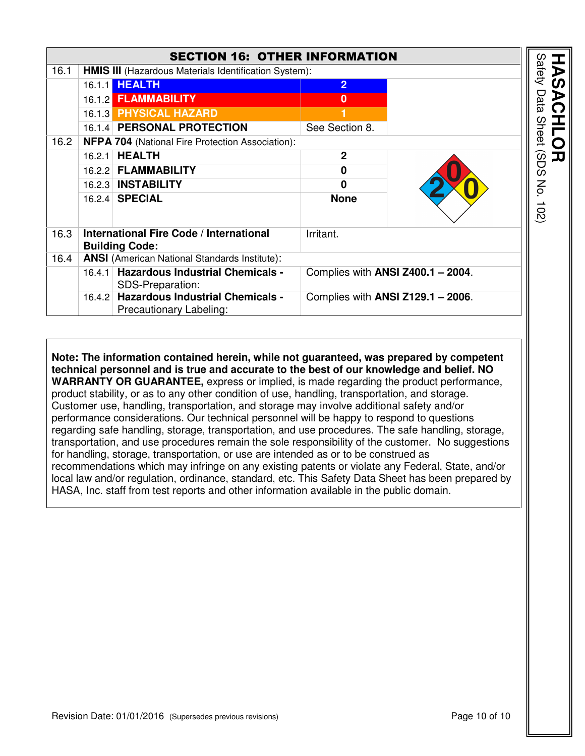## SECTION 16: OTHER INFORMATION

| | | | | |
|---|---|---|---|---|
| 16.1 | **HMIS III** (Hazardous Materials Identification System): | | | |
| | 16.1.1 | **HEALTH** | **2** | |
| | 16.1.2 | **FLAMMABILITY** | **0** | |
| | 16.1.3 | **PHYSICAL HAZARD** | **1** | |
| | 16.1.4 | **PERSONAL PROTECTION** | See Section 8. | |
| 16.2 | **NFPA 704** (National Fire Protection Association): | | | |
| | 16.2.1 | **HEALTH** | **2** | |
| | 16.2.2 | **FLAMMABILITY** | **0** | |
| | 16.2.3 | **INSTABILITY** | **0** | |
| | 16.2.4 | **SPECIAL** | **None** | |
| 16.3 | **International Fire Code / International Building Code:** | | Irritant. | |
| 16.4 | **ANSI** (American National Standards Institute): | | | |
| | 16.4.1 | **Hazardous Industrial Chemicals -** SDS-Preparation: | Complies with **ANSI Z400.1 – 2004**. | |
| | 16.4.2 | **Hazardous Industrial Chemicals -** Precautionary Labeling: | Complies with **ANSI Z129.1 – 2006**. | |

**Note: The information contained herein, while not guaranteed, was prepared by competent technical personnel and is true and accurate to the best of our knowledge and belief. NO WARRANTY OR GUARANTEE,** express or implied, is made regarding the product performance, product stability, or as to any other condition of use, handling, transportation, and storage. Customer use, handling, transportation, and storage may involve additional safety and/or performance considerations. Our technical personnel will be happy to respond to questions regarding safe handling, storage, transportation, and use procedures. The safe handling, storage, transportation, and use procedures remain the sole responsibility of the customer. No suggestions for handling, storage, transportation, or use are intended as or to be construed as recommendations which may infringe on any existing patents or violate any Federal, State, and/or local law and/or regulation, ordinance, standard, etc. This Safety Data Sheet has been prepared by HASA, Inc. staff from test reports and other information available in the public domain.